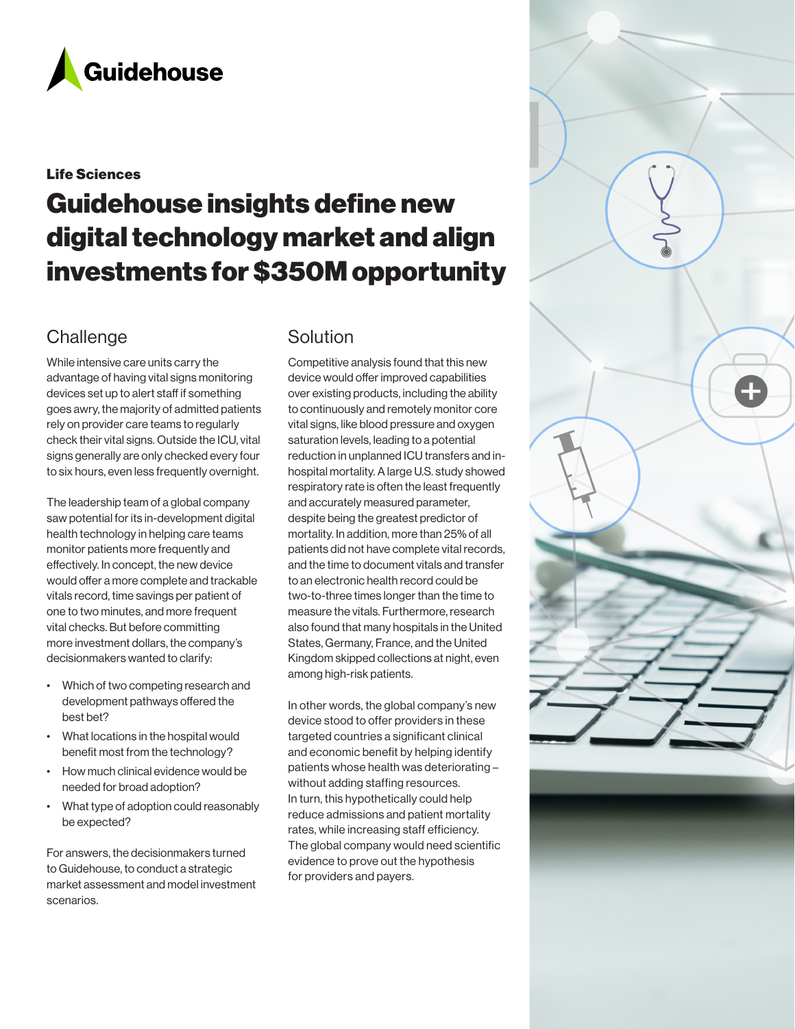Guidehouse

**Life Sciences**

# Guidehouse insights define new digital technology market and align investments for $350M opportunity

## Challenge

While intensive care units carry the advantage of having vital signs monitoring devices set up to alert staff if something goes awry, the majority of admitted patients rely on provider care teams to regularly check their vital signs. Outside the ICU, vital signs generally are only checked every four to six hours, even less frequently overnight.

The leadership team of a global company saw potential for its in-development digital health technology in helping care teams monitor patients more frequently and effectively. In concept, the new device would offer a more complete and trackable vitals record, time savings per patient of one to two minutes, and more frequent vital checks. But before committing more investment dollars, the company's decisionmakers wanted to clarify:

- Which of two competing research and development pathways offered the best bet?
- What locations in the hospital would benefit most from the technology?
- How much clinical evidence would be needed for broad adoption?
- What type of adoption could reasonably be expected?

For answers, the decisionmakers turned to Guidehouse, to conduct a strategic market assessment and model investment scenarios.

## Solution

Competitive analysis found that this new device would offer improved capabilities over existing products, including the ability to continuously and remotely monitor core vital signs, like blood pressure and oxygen saturation levels, leading to a potential reduction in unplanned ICU transfers and in-hospital mortality. A large U.S. study showed respiratory rate is often the least frequently and accurately measured parameter, despite being the greatest predictor of mortality. In addition, more than 25% of all patients did not have complete vital records, and the time to document vitals and transfer to an electronic health record could be two-to-three times longer than the time to measure the vitals. Furthermore, research also found that many hospitals in the United States, Germany, France, and the United Kingdom skipped collections at night, even among high-risk patients.

In other words, the global company's new device stood to offer providers in these targeted countries a significant clinical and economic benefit by helping identify patients whose health was deteriorating – without adding staffing resources. In turn, this hypothetically could help reduce admissions and patient mortality rates, while increasing staff efficiency. The global company would need scientific evidence to prove out the hypothesis for providers and payers.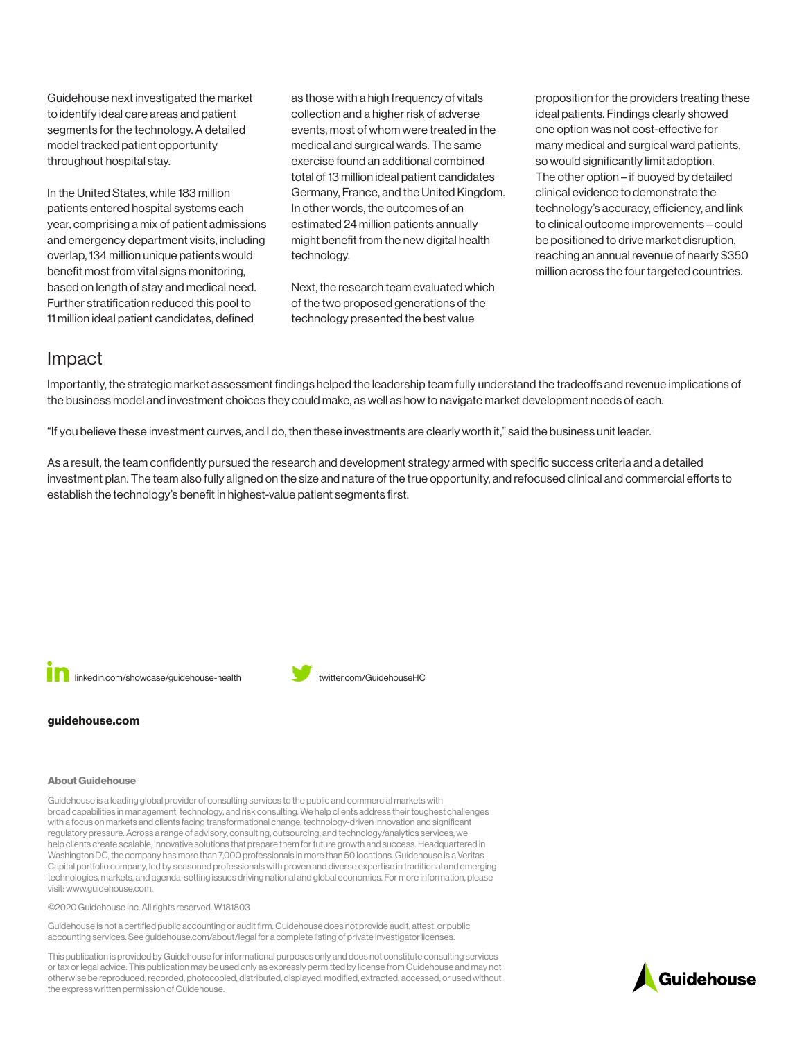Guidehouse next investigated the market to identify ideal care areas and patient segments for the technology. A detailed model tracked patient opportunity throughout hospital stay.

In the United States, while 183 million patients entered hospital systems each year, comprising a mix of patient admissions and emergency department visits, including overlap, 134 million unique patients would benefit most from vital signs monitoring, based on length of stay and medical need. Further stratification reduced this pool to 11 million ideal patient candidates, defined as those with a high frequency of vitals collection and a higher risk of adverse events, most of whom were treated in the medical and surgical wards. The same exercise found an additional combined total of 13 million ideal patient candidates Germany, France, and the United Kingdom. In other words, the outcomes of an estimated 24 million patients annually might benefit from the new digital health technology.

Next, the research team evaluated which of the two proposed generations of the technology presented the best value proposition for the providers treating these ideal patients. Findings clearly showed one option was not cost-effective for many medical and surgical ward patients, so would significantly limit adoption. The other option – if buoyed by detailed clinical evidence to demonstrate the technology's accuracy, efficiency, and link to clinical outcome improvements – could be positioned to drive market disruption, reaching an annual revenue of nearly $350 million across the four targeted countries.

## Impact

Importantly, the strategic market assessment findings helped the leadership team fully understand the tradeoffs and revenue implications of the business model and investment choices they could make, as well as how to navigate market development needs of each.

"If you believe these investment curves, and I do, then these investments are clearly worth it," said the business unit leader.

As a result, the team confidently pursued the research and development strategy armed with specific success criteria and a detailed investment plan. The team also fully aligned on the size and nature of the true opportunity, and refocused clinical and commercial efforts to establish the technology's benefit in highest-value patient segments first.

linkedin.com/showcase/guidehouse-health

twitter.com/GuidehouseHC

**guidehouse.com**

**About Guidehouse**

Guidehouse is a leading global provider of consulting services to the public and commercial markets with broad capabilities in management, technology, and risk consulting. We help clients address their toughest challenges with a focus on markets and clients facing transformational change, technology-driven innovation and significant regulatory pressure. Across a range of advisory, consulting, outsourcing, and technology/analytics services, we help clients create scalable, innovative solutions that prepare them for future growth and success. Headquartered in Washington DC, the company has more than 7,000 professionals in more than 50 locations. Guidehouse is a Veritas Capital portfolio company, led by seasoned professionals with proven and diverse expertise in traditional and emerging technologies, markets, and agenda-setting issues driving national and global economies. For more information, please visit: www.guidehouse.com.

©2020 Guidehouse Inc. All rights reserved. W181803

Guidehouse is not a certified public accounting or audit firm. Guidehouse does not provide audit, attest, or public accounting services. See guidehouse.com/about/legal for a complete listing of private investigator licenses.

This publication is provided by Guidehouse for informational purposes only and does not constitute consulting services or tax or legal advice. This publication may be used only as expressly permitted by license from Guidehouse and may not otherwise be reproduced, recorded, photocopied, distributed, displayed, modified, extracted, accessed, or used without the express written permission of Guidehouse.

Guidehouse